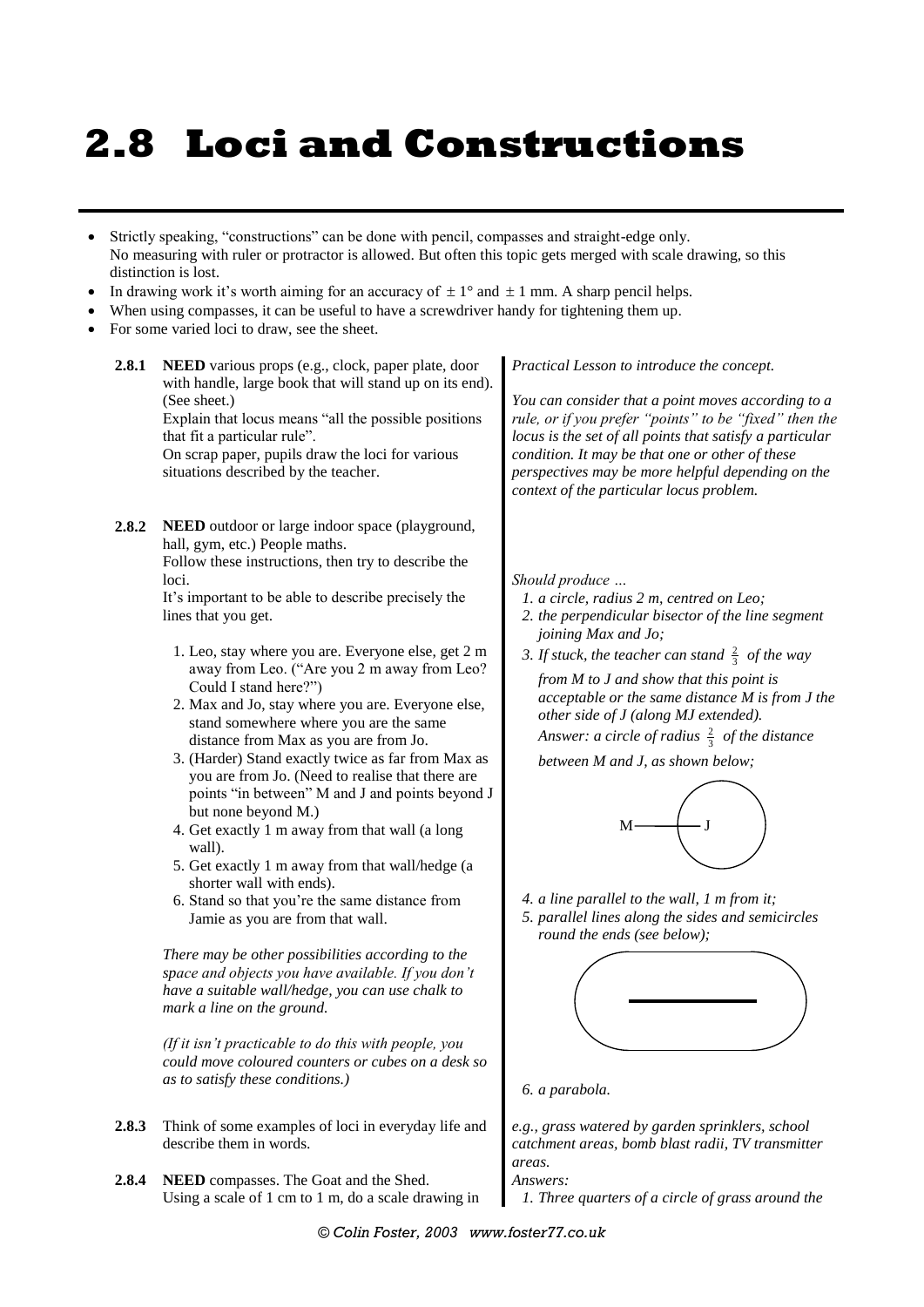# 2.8 Loci and Constructions

- Strictly speaking, "constructions" can be done with pencil, compasses and straight-edge only. No measuring with ruler or protractor is allowed. But often this topic gets merged with scale drawing, so this distinction is lost.
- In drawing work it's worth aiming for an accuracy of $\pm 1°$ and $\pm 1$ mm. A sharp pencil helps.
- When using compasses, it can be useful to have a screwdriver handy for tightening them up.
- For some varied loci to draw, see the sheet.

**2.8.1** **NEED** various props (e.g., clock, paper plate, door with handle, large book that will stand up on its end). (See sheet.)
Explain that locus means "all the possible positions that fit a particular rule".
On scrap paper, pupils draw the loci for various situations described by the teacher.

*Practical Lesson to introduce the concept.*

*You can consider that a point moves according to a rule, or if you prefer "points" to be "fixed" then the locus is the set of all points that satisfy a particular condition. It may be that one or other of these perspectives may be more helpful depending on the context of the particular locus problem.*

**2.8.2** **NEED** outdoor or large indoor space (playground, hall, gym, etc.) People maths.
Follow these instructions, then try to describe the loci.
It's important to be able to describe precisely the lines that you get.

1. Leo, stay where you are. Everyone else, get 2 m away from Leo. ("Are you 2 m away from Leo? Could I stand here?")
2. Max and Jo, stay where you are. Everyone else, stand somewhere where you are the same distance from Max as you are from Jo.
3. (Harder) Stand exactly twice as far from Max as you are from Jo. (Need to realise that there are points "in between" M and J and points beyond J but none beyond M.)
4. Get exactly 1 m away from that wall (a long wall).
5. Get exactly 1 m away from that wall/hedge (a shorter wall with ends).
6. Stand so that you're the same distance from Jamie as you are from that wall.

*There may be other possibilities according to the space and objects you have available. If you don't have a suitable wall/hedge, you can use chalk to mark a line on the ground.*

*(If it isn't practicable to do this with people, you could move coloured counters or cubes on a desk so as to satisfy these conditions.)*

*Should produce …*

1. *a circle, radius 2 m, centred on Leo;*
2. *the perpendicular bisector of the line segment joining Max and Jo;*
3. *If stuck, the teacher can stand $\frac{2}{3}$ of the way from M to J and show that this point is acceptable or the same distance M is from J the other side of J (along MJ extended).*
   *Answer: a circle of radius $\frac{2}{3}$ of the distance between M and J, as shown below;*
4. *a line parallel to the wall, 1 m from it;*
5. *parallel lines along the sides and semicircles round the ends (see below);*
6. *a parabola.*

**2.8.3** Think of some examples of loci in everyday life and describe them in words.

*e.g., grass watered by garden sprinklers, school catchment areas, bomb blast radii, TV transmitter areas.*

**2.8.4** **NEED** compasses. The Goat and the Shed.
Using a scale of 1 cm to 1 m, do a scale drawing in

*Answers:*

1. *Three quarters of a circle of grass around the*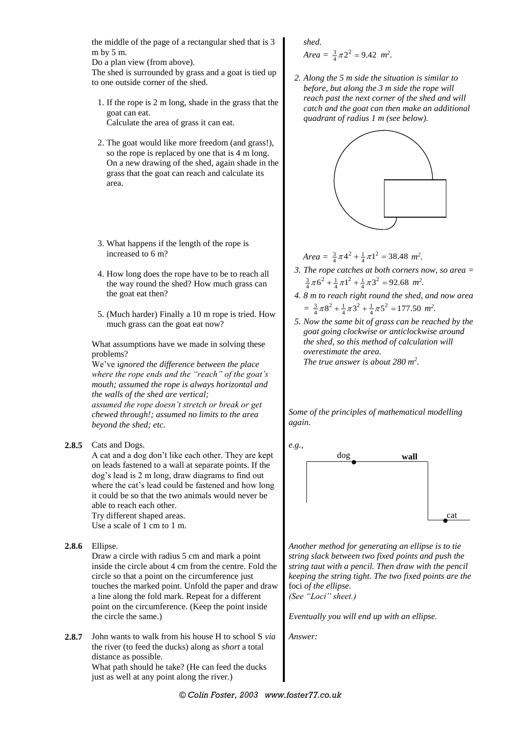the middle of the page of a rectangular shed that is 3 m by 5 m.
Do a plan view (from above).
The shed is surrounded by grass and a goat is tied up to one outside corner of the shed.

1. If the rope is 2 m long, shade in the grass that the goat can eat.
   Calculate the area of grass it can eat.

2. The goat would like more freedom (and grass!), so the rope is replaced by one that is 4 m long. On a new drawing of the shed, again shade in the grass that the goat can reach and calculate its area.

3. What happens if the length of the rope is increased to 6 m?

4. How long does the rope have to be to reach all the way round the shed? How much grass can the goat eat then?

5. (Much harder) Finally a 10 m rope is tried. How much grass can the goat eat now?

What assumptions have we made in solving these problems?
We've *ignored the difference between the place where the rope ends and the "reach" of the goat's mouth; assumed the rope is always horizontal and the walls of the shed are vertical; assumed the rope doesn't stretch or break or get chewed through!; assumed no limits to the area beyond the shed; etc.*

*shed.*
*Area* = $\frac{3}{4}\pi 2^2 = 9.42$ $m^2$.

*2. Along the 5 m side the situation is similar to before, but along the 3 m side the rope will reach past the next corner of the shed and will catch and the goat can then make an additional quadrant of radius 1 m (see below).*

*Area* = $\frac{3}{4}\pi 4^2 + \frac{1}{4}\pi 1^2 = 38.48$ $m^2$.

*3. The rope catches at both corners now, so area =* $\frac{3}{4}\pi 6^2 + \frac{1}{4}\pi 1^2 + \frac{1}{4}\pi 3^2 = 92.68$ $m^2$.

*4. 8 m to reach right round the shed, and now area =* $\frac{3}{4}\pi 8^2 + \frac{1}{4}\pi 3^2 + \frac{1}{4}\pi 5^2 = 177.50$ $m^2$.

*5. Now the same bit of grass can be reached by the goat going clockwise or anticlockwise around the shed, so this method of calculation will overestimate the area.*
*The true answer is about 280 $m^2$.*

**2.8.5** Cats and Dogs.
A cat and a dog don't like each other. They are kept on leads fastened to a wall at separate points. If the dog's lead is 2 m long, draw diagrams to find out where the cat's lead could be fastened and how long it could be so that the two animals would never be able to reach each other.
Try different shaped areas.
Use a scale of 1 cm to 1 m.

*Some of the principles of mathematical modelling again.*

*e.g.,*

dog — **wall** — cat

**2.8.6** Ellipse.
Draw a circle with radius 5 cm and mark a point inside the circle about 4 cm from the centre. Fold the circle so that a point on the circumference just touches the marked point. Unfold the paper and draw a line along the fold mark. Repeat for a different point on the circumference. (Keep the point inside the circle the same.)

*Another method for generating an ellipse is to tie string slack between two fixed points and push the string taut with a pencil. Then draw with the pencil keeping the string tight. The two fixed points are the* foci *of the ellipse.*
*(See "Loci" sheet.)*

*Eventually you will end up with an ellipse.*

**2.8.7** John wants to walk from his house H to school S *via* the river (to feed the ducks) along as *short* a total distance as possible.
What path should he take? (He can feed the ducks just as well at any point along the river.)

*Answer:*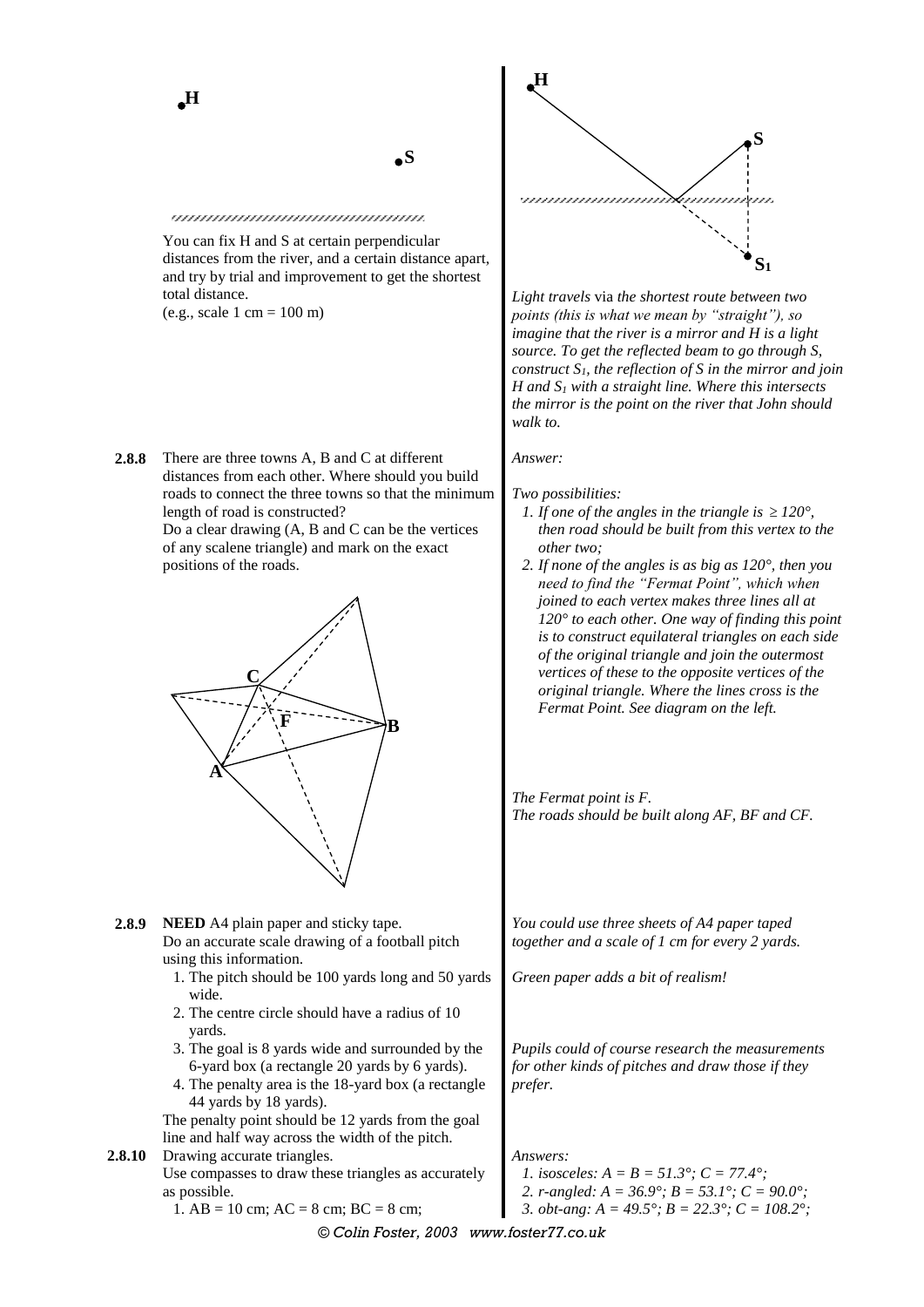You can fix H and S at certain perpendicular distances from the river, and a certain distance apart, and try by trial and improvement to get the shortest total distance.
(e.g., scale 1 cm = 100 m)

*Light travels via the shortest route between two points (this is what we mean by "straight"), so imagine that the river is a mirror and H is a light source. To get the reflected beam to go through S, construct $S_1$, the reflection of S in the mirror and join H and $S_1$ with a straight line. Where this intersects the mirror is the point on the river that John should walk to.*

**2.8.8** There are three towns A, B and C at different distances from each other. Where should you build roads to connect the three towns so that the minimum length of road is constructed?
Do a clear drawing (A, B and C can be the vertices of any scalene triangle) and mark on the exact positions of the roads.

*Answer:*

*Two possibilities:*

1. *If one of the angles in the triangle is $\geq 120°$, then road should be built from this vertex to the other two;*
2. *If none of the angles is as big as 120°, then you need to find the "Fermat Point", which when joined to each vertex makes three lines all at 120° to each other. One way of finding this point is to construct equilateral triangles on each side of the original triangle and join the outermost vertices of these to the opposite vertices of the original triangle. Where the lines cross is the Fermat Point. See diagram on the left.*

*The Fermat point is F.*
*The roads should be built along AF, BF and CF.*

**2.8.9** **NEED** A4 plain paper and sticky tape.
Do an accurate scale drawing of a football pitch using this information.

1. The pitch should be 100 yards long and 50 yards wide.
2. The centre circle should have a radius of 10 yards.
3. The goal is 8 yards wide and surrounded by the 6-yard box (a rectangle 20 yards by 6 yards).
4. The penalty area is the 18-yard box (a rectangle 44 yards by 18 yards).

The penalty point should be 12 yards from the goal line and half way across the width of the pitch.

*You could use three sheets of A4 paper taped together and a scale of 1 cm for every 2 yards.*

*Green paper adds a bit of realism!*

*Pupils could of course research the measurements for other kinds of pitches and draw those if they prefer.*

**2.8.10** Drawing accurate triangles.
Use compasses to draw these triangles as accurately as possible.

1. AB = 10 cm; AC = 8 cm; BC = 8 cm;

*Answers:*

1. *isosceles: A = B = 51.3°; C = 77.4°;*
2. *r-angled: A = 36.9°; B = 53.1°; C = 90.0°;*
3. *obt-ang: A = 49.5°; B = 22.3°; C = 108.2°;*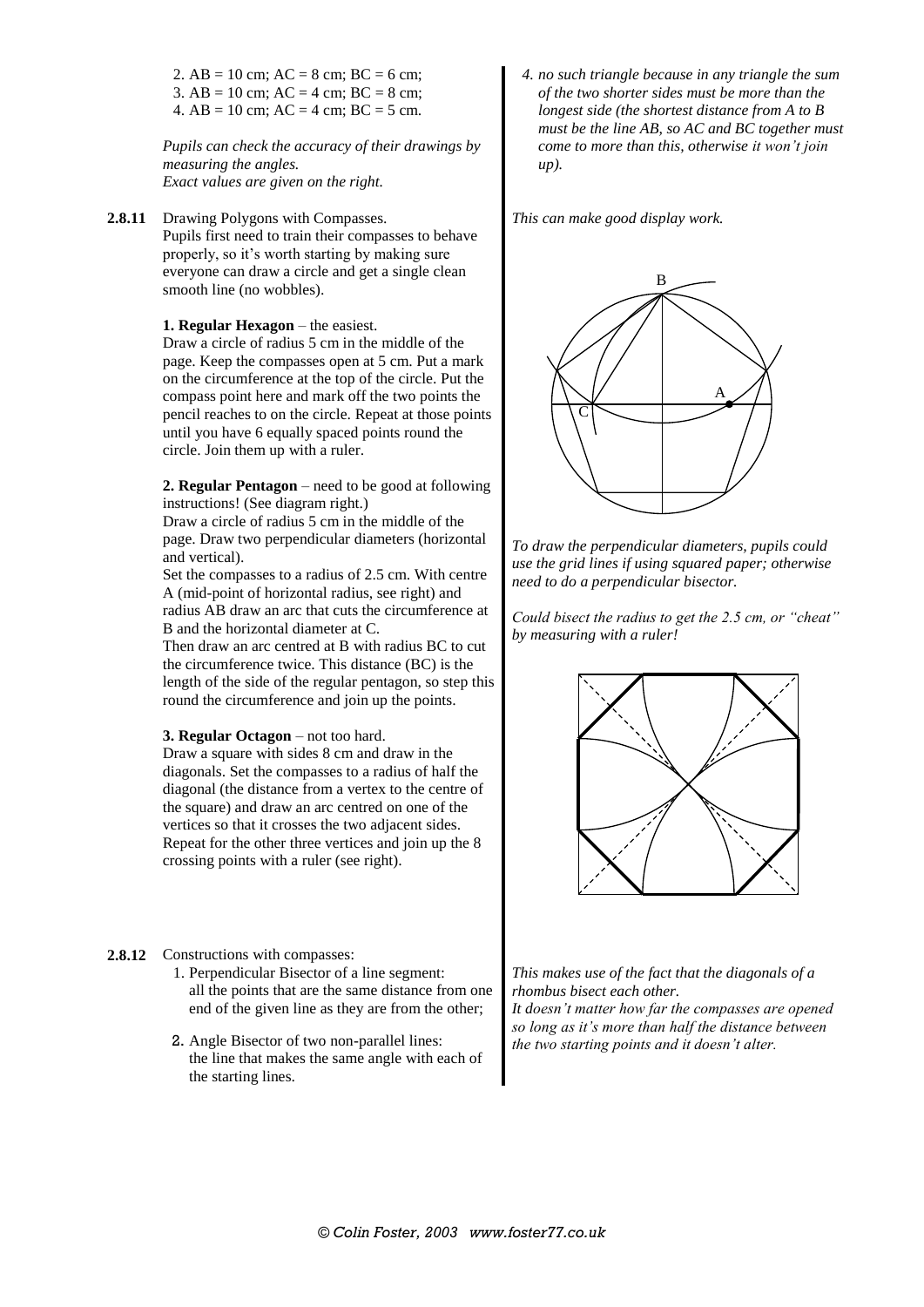2. AB = 10 cm; AC = 8 cm; BC = 6 cm;
3. AB = 10 cm; AC = 4 cm; BC = 8 cm;
4. AB = 10 cm; AC = 4 cm; BC = 5 cm.

*Pupils can check the accuracy of their drawings by measuring the angles.*
*Exact values are given on the right.*

*4. no such triangle because in any triangle the sum of the two shorter sides must be more than the longest side (the shortest distance from A to B must be the line AB, so AC and BC together must come to more than this, otherwise it won't join up).*

**2.8.11** Drawing Polygons with Compasses.
Pupils first need to train their compasses to behave properly, so it's worth starting by making sure everyone can draw a circle and get a single clean smooth line (no wobbles).

*This can make good display work.*

**1. Regular Hexagon** – the easiest.
Draw a circle of radius 5 cm in the middle of the page. Keep the compasses open at 5 cm. Put a mark on the circumference at the top of the circle. Put the compass point here and mark off the two points the pencil reaches to on the circle. Repeat at those points until you have 6 equally spaced points round the circle. Join them up with a ruler.

**2. Regular Pentagon** – need to be good at following instructions! (See diagram right.)
Draw a circle of radius 5 cm in the middle of the page. Draw two perpendicular diameters (horizontal and vertical).
Set the compasses to a radius of 2.5 cm. With centre A (mid-point of horizontal radius, see right) and radius AB draw an arc that cuts the circumference at B and the horizontal diameter at C.
Then draw an arc centred at B with radius BC to cut the circumference twice. This distance (BC) is the length of the side of the regular pentagon, so step this round the circumference and join up the points.

*To draw the perpendicular diameters, pupils could use the grid lines if using squared paper; otherwise need to do a perpendicular bisector.*

*Could bisect the radius to get the 2.5 cm, or "cheat" by measuring with a ruler!*

**3. Regular Octagon** – not too hard.
Draw a square with sides 8 cm and draw in the diagonals. Set the compasses to a radius of half the diagonal (the distance from a vertex to the centre of the square) and draw an arc centred on one of the vertices so that it crosses the two adjacent sides. Repeat for the other three vertices and join up the 8 crossing points with a ruler (see right).

**2.8.12** Constructions with compasses:

1. Perpendicular Bisector of a line segment: all the points that are the same distance from one end of the given line as they are from the other;
2. Angle Bisector of two non-parallel lines: the line that makes the same angle with each of the starting lines.

*This makes use of the fact that the diagonals of a rhombus bisect each other.*
*It doesn't matter how far the compasses are opened so long as it's more than half the distance between the two starting points and it doesn't alter.*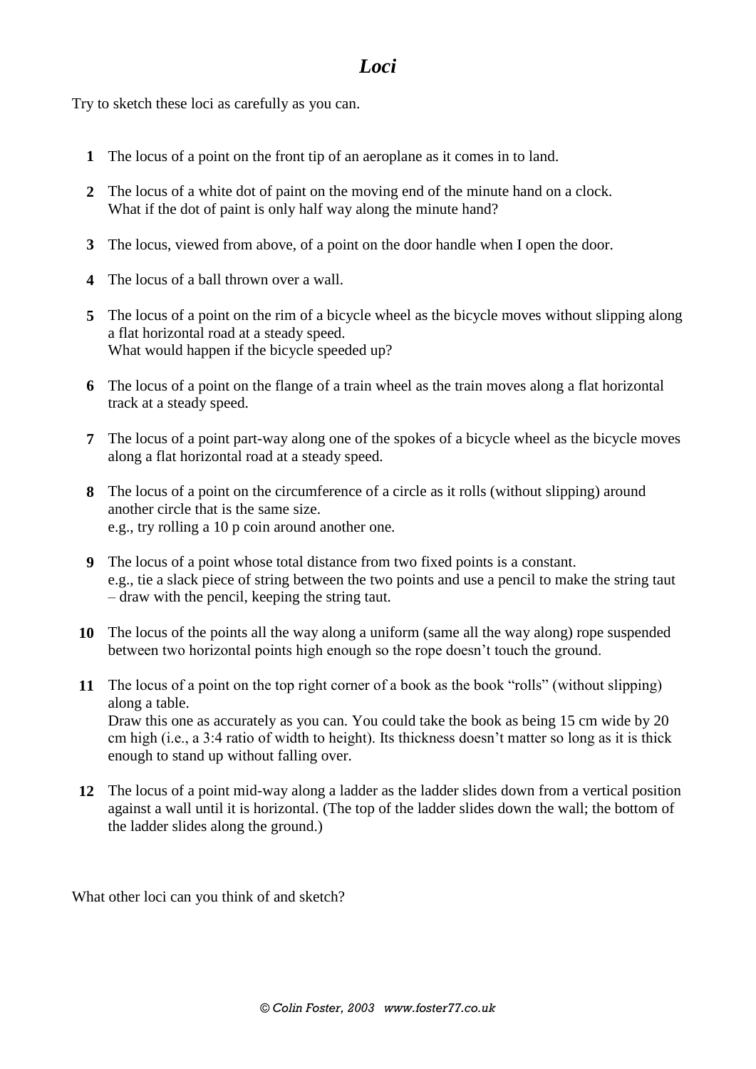# *Loci*

Try to sketch these loci as carefully as you can.

1. The locus of a point on the front tip of an aeroplane as it comes in to land.

2. The locus of a white dot of paint on the moving end of the minute hand on a clock.
   What if the dot of paint is only half way along the minute hand?

3. The locus, viewed from above, of a point on the door handle when I open the door.

4. The locus of a ball thrown over a wall.

5. The locus of a point on the rim of a bicycle wheel as the bicycle moves without slipping along a flat horizontal road at a steady speed.
   What would happen if the bicycle speeded up?

6. The locus of a point on the flange of a train wheel as the train moves along a flat horizontal track at a steady speed.

7. The locus of a point part-way along one of the spokes of a bicycle wheel as the bicycle moves along a flat horizontal road at a steady speed.

8. The locus of a point on the circumference of a circle as it rolls (without slipping) around another circle that is the same size.
   e.g., try rolling a 10 p coin around another one.

9. The locus of a point whose total distance from two fixed points is a constant.
   e.g., tie a slack piece of string between the two points and use a pencil to make the string taut – draw with the pencil, keeping the string taut.

10. The locus of the points all the way along a uniform (same all the way along) rope suspended between two horizontal points high enough so the rope doesn't touch the ground.

11. The locus of a point on the top right corner of a book as the book "rolls" (without slipping) along a table.
    Draw this one as accurately as you can. You could take the book as being 15 cm wide by 20 cm high (i.e., a 3:4 ratio of width to height). Its thickness doesn't matter so long as it is thick enough to stand up without falling over.

12. The locus of a point mid-way along a ladder as the ladder slides down from a vertical position against a wall until it is horizontal. (The top of the ladder slides down the wall; the bottom of the ladder slides along the ground.)

What other loci can you think of and sketch?

*© Colin Foster, 2003 www.foster77.co.uk*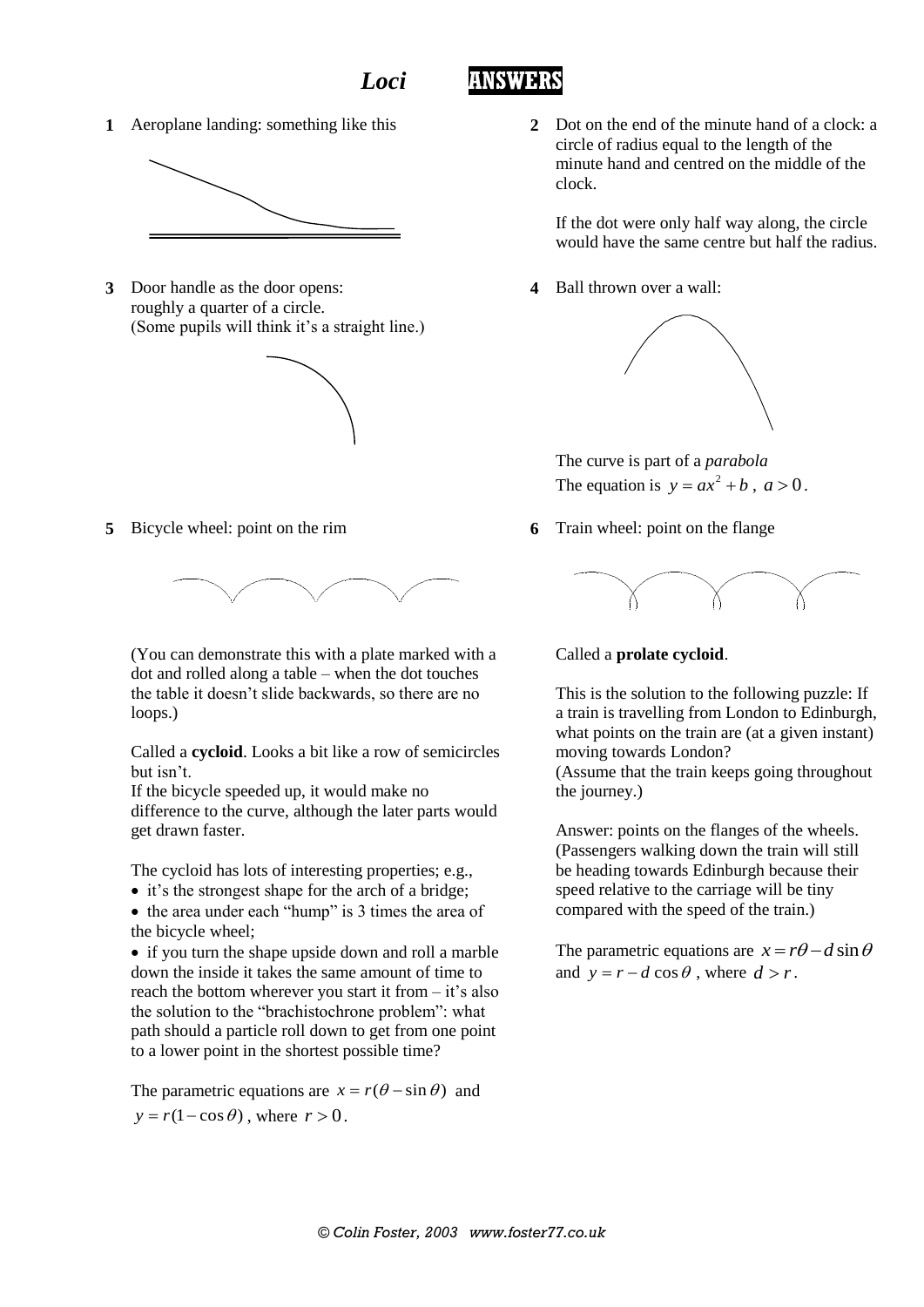# *Loci* ANSWERS

**1** Aeroplane landing: something like this

**2** Dot on the end of the minute hand of a clock: a circle of radius equal to the length of the minute hand and centred on the middle of the clock.

If the dot were only half way along, the circle would have the same centre but half the radius.

**3** Door handle as the door opens: roughly a quarter of a circle. (Some pupils will think it's a straight line.)

**4** Ball thrown over a wall:

The curve is part of a *parabola*
The equation is $y = ax^2 + b$, $a > 0$.

**5** Bicycle wheel: point on the rim

(You can demonstrate this with a plate marked with a dot and rolled along a table – when the dot touches the table it doesn't slide backwards, so there are no loops.)

Called a **cycloid**. Looks a bit like a row of semicircles but isn't.
If the bicycle speeded up, it would make no difference to the curve, although the later parts would get drawn faster.

The cycloid has lots of interesting properties; e.g.,

- it's the strongest shape for the arch of a bridge;
- the area under each "hump" is 3 times the area of the bicycle wheel;
- if you turn the shape upside down and roll a marble down the inside it takes the same amount of time to reach the bottom wherever you start it from – it's also the solution to the "brachistochrone problem": what path should a particle roll down to get from one point to a lower point in the shortest possible time?

The parametric equations are $x = r(\theta - \sin\theta)$ and $y = r(1 - \cos\theta)$, where $r > 0$.

**6** Train wheel: point on the flange

Called a **prolate cycloid**.

This is the solution to the following puzzle: If a train is travelling from London to Edinburgh, what points on the train are (at a given instant) moving towards London?
(Assume that the train keeps going throughout the journey.)

Answer: points on the flanges of the wheels. (Passengers walking down the train will still be heading towards Edinburgh because their speed relative to the carriage will be tiny compared with the speed of the train.)

The parametric equations are $x = r\theta - d\sin\theta$ and $y = r - d\cos\theta$, where $d > r$.

© Colin Foster, 2003 www.foster77.co.uk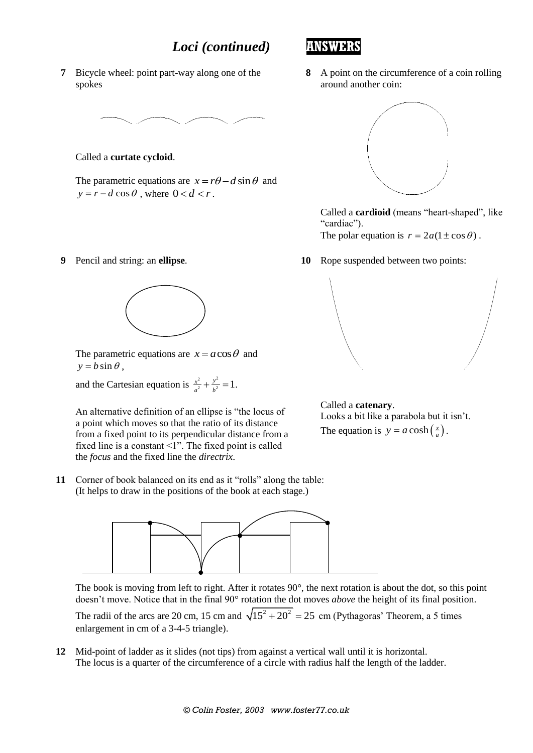# *Loci (continued)* ANSWERS

**7** Bicycle wheel: point part-way along one of the spokes

Called a **curtate cycloid**.

The parametric equations are $x = r\theta - d\sin\theta$ and $y = r - d\cos\theta$, where $0 < d < r$.

**8** A point on the circumference of a coin rolling around another coin:

Called a **cardioid** (means "heart-shaped", like "cardiac").
The polar equation is $r = 2a(1 \pm \cos\theta)$.

**9** Pencil and string: an **ellipse**.

The parametric equations are $x = a\cos\theta$ and $y = b\sin\theta$,

and the Cartesian equation is $\frac{x^2}{a^2} + \frac{y^2}{b^2} = 1$.

An alternative definition of an ellipse is "the locus of a point which moves so that the ratio of its distance from a fixed point to its perpendicular distance from a fixed line is a constant <1". The fixed point is called the *focus* and the fixed line the *directrix*.

**10** Rope suspended between two points:

Called a **catenary**.
Looks a bit like a parabola but it isn't.
The equation is $y = a\cosh\left(\frac{x}{a}\right)$.

**11** Corner of book balanced on its end as it "rolls" along the table:
(It helps to draw in the positions of the book at each stage.)

The book is moving from left to right. After it rotates 90°, the next rotation is about the dot, so this point doesn't move. Notice that in the final 90° rotation the dot moves *above* the height of its final position.

The radii of the arcs are 20 cm, 15 cm and $\sqrt{15^2 + 20^2} = 25$ cm (Pythagoras' Theorem, a 5 times enlargement in cm of a 3-4-5 triangle).

**12** Mid-point of ladder as it slides (not tips) from against a vertical wall until it is horizontal.
The locus is a quarter of the circumference of a circle with radius half the length of the ladder.

© Colin Foster, 2003 www.foster77.co.uk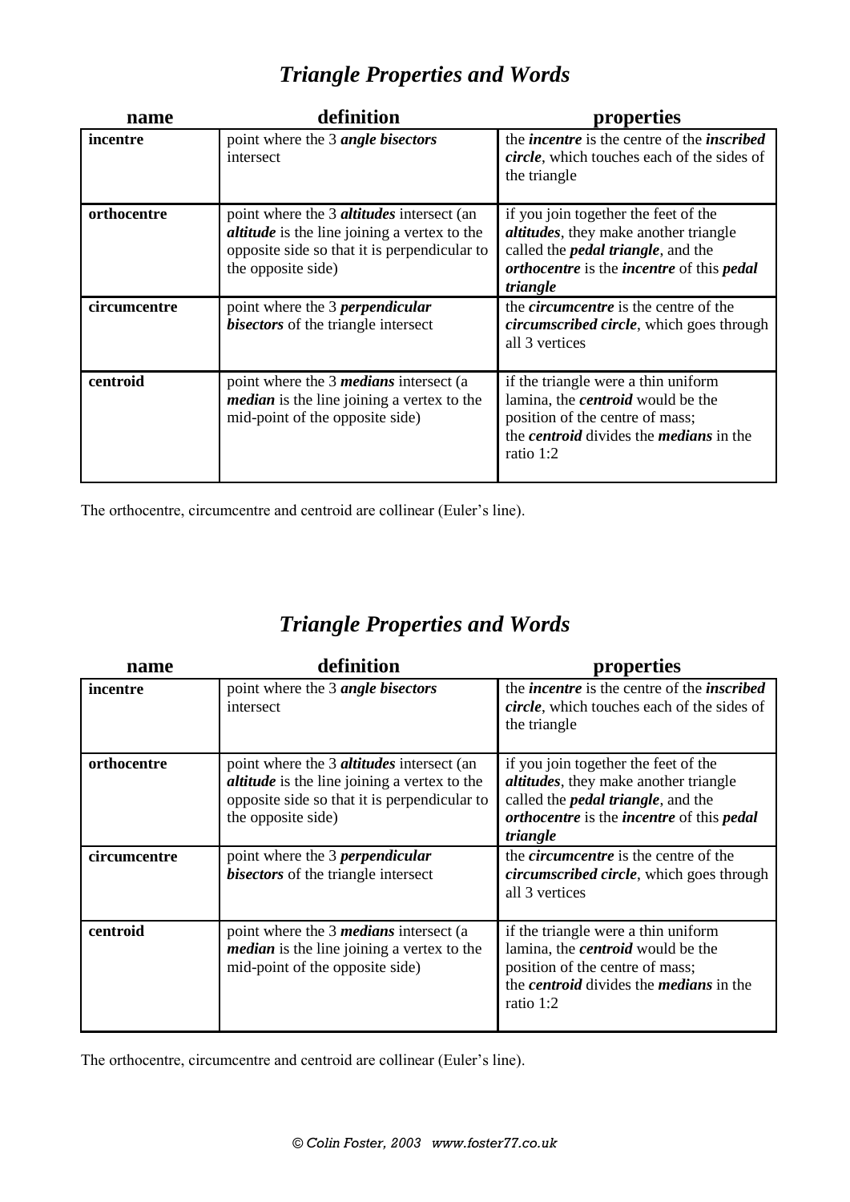# *Triangle Properties and Words*

| name | definition | properties |
| --- | --- | --- |
| **incentre** | point where the 3 ***angle bisectors*** intersect | the ***incentre*** is the centre of the ***inscribed circle***, which touches each of the sides of the triangle |
| **orthocentre** | point where the 3 ***altitudes*** intersect (an ***altitude*** is the line joining a vertex to the opposite side so that it is perpendicular to the opposite side) | if you join together the feet of the ***altitudes***, they make another triangle called the ***pedal triangle***, and the ***orthocentre*** is the ***incentre*** of this ***pedal triangle*** |
| **circumcentre** | point where the 3 ***perpendicular bisectors*** of the triangle intersect | the ***circumcentre*** is the centre of the ***circumscribed circle***, which goes through all 3 vertices |
| **centroid** | point where the 3 ***medians*** intersect (a ***median*** is the line joining a vertex to the mid-point of the opposite side) | if the triangle were a thin uniform lamina, the ***centroid*** would be the position of the centre of mass; the ***centroid*** divides the ***medians*** in the ratio 1:2 |

The orthocentre, circumcentre and centroid are collinear (Euler's line).

# *Triangle Properties and Words*

| name | definition | properties |
| --- | --- | --- |
| **incentre** | point where the 3 ***angle bisectors*** intersect | the ***incentre*** is the centre of the ***inscribed circle***, which touches each of the sides of the triangle |
| **orthocentre** | point where the 3 ***altitudes*** intersect (an ***altitude*** is the line joining a vertex to the opposite side so that it is perpendicular to the opposite side) | if you join together the feet of the ***altitudes***, they make another triangle called the ***pedal triangle***, and the ***orthocentre*** is the ***incentre*** of this ***pedal triangle*** |
| **circumcentre** | point where the 3 ***perpendicular bisectors*** of the triangle intersect | the ***circumcentre*** is the centre of the ***circumscribed circle***, which goes through all 3 vertices |
| **centroid** | point where the 3 ***medians*** intersect (a ***median*** is the line joining a vertex to the mid-point of the opposite side) | if the triangle were a thin uniform lamina, the ***centroid*** would be the position of the centre of mass; the ***centroid*** divides the ***medians*** in the ratio 1:2 |

The orthocentre, circumcentre and centroid are collinear (Euler's line).

*© Colin Foster, 2003 www.foster77.co.uk*